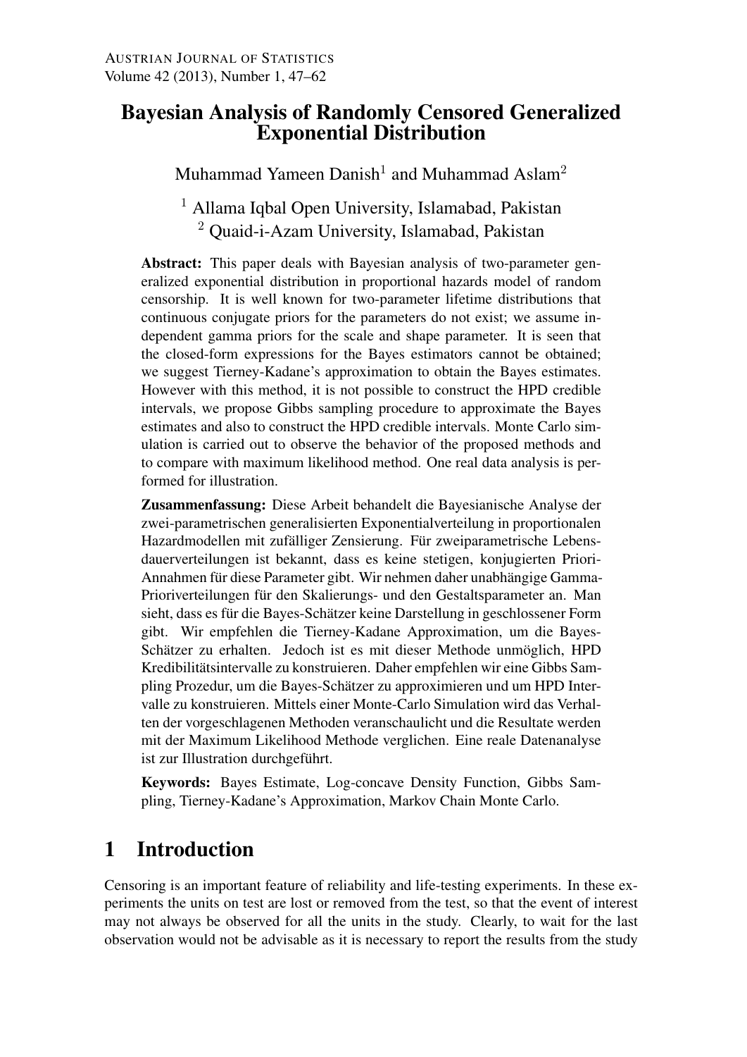# Bayesian Analysis of Randomly Censored Generalized Exponential Distribution

Muhammad Yameen Danish[1] and Muhammad Aslam[2]

[1] Allama Iqbal Open University, Islamabad, Pakistan
[2] Quaid-i-Azam University, Islamabad, Pakistan

**Abstract:** This paper deals with Bayesian analysis of two-parameter generalized exponential distribution in proportional hazards model of random censorship. It is well known for two-parameter lifetime distributions that continuous conjugate priors for the parameters do not exist; we assume independent gamma priors for the scale and shape parameter. It is seen that the closed-form expressions for the Bayes estimators cannot be obtained; we suggest Tierney-Kadane's approximation to obtain the Bayes estimates. However with this method, it is not possible to construct the HPD credible intervals, we propose Gibbs sampling procedure to approximate the Bayes estimates and also to construct the HPD credible intervals. Monte Carlo simulation is carried out to observe the behavior of the proposed methods and to compare with maximum likelihood method. One real data analysis is performed for illustration.

**Zusammenfassung:** Diese Arbeit behandelt die Bayesianische Analyse der zwei-parametrischen generalisierten Exponentialverteilung in proportionalen Hazardmodellen mit zufälliger Zensierung. Für zweiparametrische Lebensdauerverteilungen ist bekannt, dass es keine stetigen, konjugierten Priori-Annahmen für diese Parameter gibt. Wir nehmen daher unabhängige Gamma-Prioriverteilungen für den Skalierungs- und den Gestaltsparameter an. Man sieht, dass es für die Bayes-Schätzer keine Darstellung in geschlossener Form gibt. Wir empfehlen die Tierney-Kadane Approximation, um die Bayes-Schätzer zu erhalten. Jedoch ist es mit dieser Methode unmöglich, HPD Kredibilitätsintervalle zu konstruieren. Daher empfehlen wir eine Gibbs Sampling Prozedur, um die Bayes-Schätzer zu approximieren und um HPD Intervalle zu konstruieren. Mittels einer Monte-Carlo Simulation wird das Verhalten der vorgeschlagenen Methoden veranschaulicht und die Resultate werden mit der Maximum Likelihood Methode verglichen. Eine reale Datenanalyse ist zur Illustration durchgeführt.

**Keywords:** Bayes Estimate, Log-concave Density Function, Gibbs Sampling, Tierney-Kadane's Approximation, Markov Chain Monte Carlo.

## 1 Introduction

Censoring is an important feature of reliability and life-testing experiments. In these experiments the units on test are lost or removed from the test, so that the event of interest may not always be observed for all the units in the study. Clearly, to wait for the last observation would not be advisable as it is necessary to report the results from the study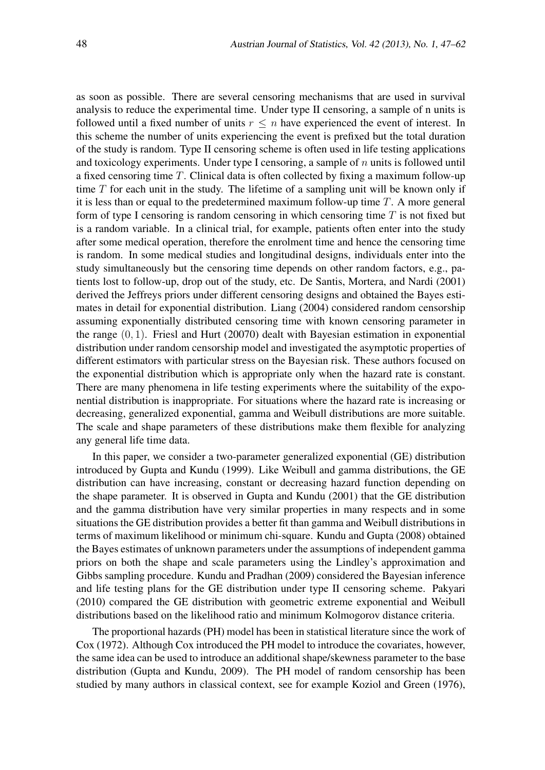as soon as possible. There are several censoring mechanisms that are used in survival analysis to reduce the experimental time. Under type II censoring, a sample of n units is followed until a fixed number of units $r \leq n$ have experienced the event of interest. In this scheme the number of units experiencing the event is prefixed but the total duration of the study is random. Type II censoring scheme is often used in life testing applications and toxicology experiments. Under type I censoring, a sample of $n$ units is followed until a fixed censoring time $T$. Clinical data is often collected by fixing a maximum follow-up time $T$ for each unit in the study. The lifetime of a sampling unit will be known only if it is less than or equal to the predetermined maximum follow-up time $T$. A more general form of type I censoring is random censoring in which censoring time $T$ is not fixed but is a random variable. In a clinical trial, for example, patients often enter into the study after some medical operation, therefore the enrolment time and hence the censoring time is random. In some medical studies and longitudinal designs, individuals enter into the study simultaneously but the censoring time depends on other random factors, e.g., patients lost to follow-up, drop out of the study, etc. De Santis, Mortera, and Nardi (2001) derived the Jeffreys priors under different censoring designs and obtained the Bayes estimates in detail for exponential distribution. Liang (2004) considered random censorship assuming exponentially distributed censoring time with known censoring parameter in the range $(0, 1)$. Friesl and Hurt (20070) dealt with Bayesian estimation in exponential distribution under random censorship model and investigated the asymptotic properties of different estimators with particular stress on the Bayesian risk. These authors focused on the exponential distribution which is appropriate only when the hazard rate is constant. There are many phenomena in life testing experiments where the suitability of the exponential distribution is inappropriate. For situations where the hazard rate is increasing or decreasing, generalized exponential, gamma and Weibull distributions are more suitable. The scale and shape parameters of these distributions make them flexible for analyzing any general life time data.

In this paper, we consider a two-parameter generalized exponential (GE) distribution introduced by Gupta and Kundu (1999). Like Weibull and gamma distributions, the GE distribution can have increasing, constant or decreasing hazard function depending on the shape parameter. It is observed in Gupta and Kundu (2001) that the GE distribution and the gamma distribution have very similar properties in many respects and in some situations the GE distribution provides a better fit than gamma and Weibull distributions in terms of maximum likelihood or minimum chi-square. Kundu and Gupta (2008) obtained the Bayes estimates of unknown parameters under the assumptions of independent gamma priors on both the shape and scale parameters using the Lindley's approximation and Gibbs sampling procedure. Kundu and Pradhan (2009) considered the Bayesian inference and life testing plans for the GE distribution under type II censoring scheme. Pakyari (2010) compared the GE distribution with geometric extreme exponential and Weibull distributions based on the likelihood ratio and minimum Kolmogorov distance criteria.

The proportional hazards (PH) model has been in statistical literature since the work of Cox (1972). Although Cox introduced the PH model to introduce the covariates, however, the same idea can be used to introduce an additional shape/skewness parameter to the base distribution (Gupta and Kundu, 2009). The PH model of random censorship has been studied by many authors in classical context, see for example Koziol and Green (1976),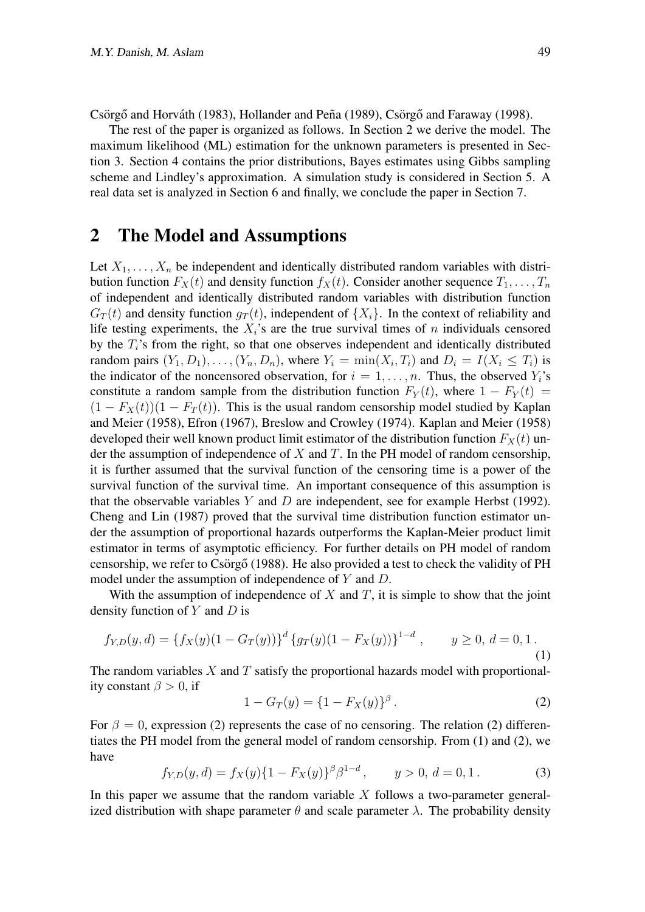Csörgő and Horváth (1983), Hollander and Peña (1989), Csörgő and Faraway (1998).

The rest of the paper is organized as follows. In Section 2 we derive the model. The maximum likelihood (ML) estimation for the unknown parameters is presented in Section 3. Section 4 contains the prior distributions, Bayes estimates using Gibbs sampling scheme and Lindley's approximation. A simulation study is considered in Section 5. A real data set is analyzed in Section 6 and finally, we conclude the paper in Section 7.

## 2 The Model and Assumptions

Let $X_1, \ldots, X_n$ be independent and identically distributed random variables with distribution function $F_X(t)$ and density function $f_X(t)$. Consider another sequence $T_1, \ldots, T_n$ of independent and identically distributed random variables with distribution function $G_T(t)$ and density function $g_T(t)$, independent of $\{X_i\}$. In the context of reliability and life testing experiments, the $X_i$'s are the true survival times of $n$ individuals censored by the $T_i$'s from the right, so that one observes independent and identically distributed random pairs $(Y_1, D_1), \ldots, (Y_n, D_n)$, where $Y_i = \min(X_i, T_i)$ and $D_i = I(X_i \leq T_i)$ is the indicator of the noncensored observation, for $i = 1, \ldots, n$. Thus, the observed $Y_i$'s constitute a random sample from the distribution function $F_Y(t)$, where $1 - F_Y(t) = (1 - F_X(t))(1 - F_T(t))$. This is the usual random censorship model studied by Kaplan and Meier (1958), Efron (1967), Breslow and Crowley (1974). Kaplan and Meier (1958) developed their well known product limit estimator of the distribution function $F_X(t)$ under the assumption of independence of $X$ and $T$. In the PH model of random censorship, it is further assumed that the survival function of the censoring time is a power of the survival function of the survival time. An important consequence of this assumption is that the observable variables $Y$ and $D$ are independent, see for example Herbst (1992). Cheng and Lin (1987) proved that the survival time distribution function estimator under the assumption of proportional hazards outperforms the Kaplan-Meier product limit estimator in terms of asymptotic efficiency. For further details on PH model of random censorship, we refer to Csörgő (1988). He also provided a test to check the validity of PH model under the assumption of independence of $Y$ and $D$.

With the assumption of independence of $X$ and $T$, it is simple to show that the joint density function of $Y$ and $D$ is

$$f_{Y,D}(y, d) = \{f_X(y)(1 - G_T(y))\}^d \{g_T(y)(1 - F_X(y))\}^{1-d}, \qquad y \geq 0,\ d = 0, 1. \tag{1}$$

The random variables $X$ and $T$ satisfy the proportional hazards model with proportionality constant $\beta > 0$, if

$$1 - G_T(y) = \{1 - F_X(y)\}^{\beta}. \tag{2}$$

For $\beta = 0$, expression (2) represents the case of no censoring. The relation (2) differentiates the PH model from the general model of random censorship. From (1) and (2), we have

$$f_{Y,D}(y, d) = f_X(y)\{1 - F_X(y)\}^{\beta}\beta^{1-d}, \qquad y > 0,\ d = 0, 1. \tag{3}$$

In this paper we assume that the random variable $X$ follows a two-parameter generalized distribution with shape parameter $\theta$ and scale parameter $\lambda$. The probability density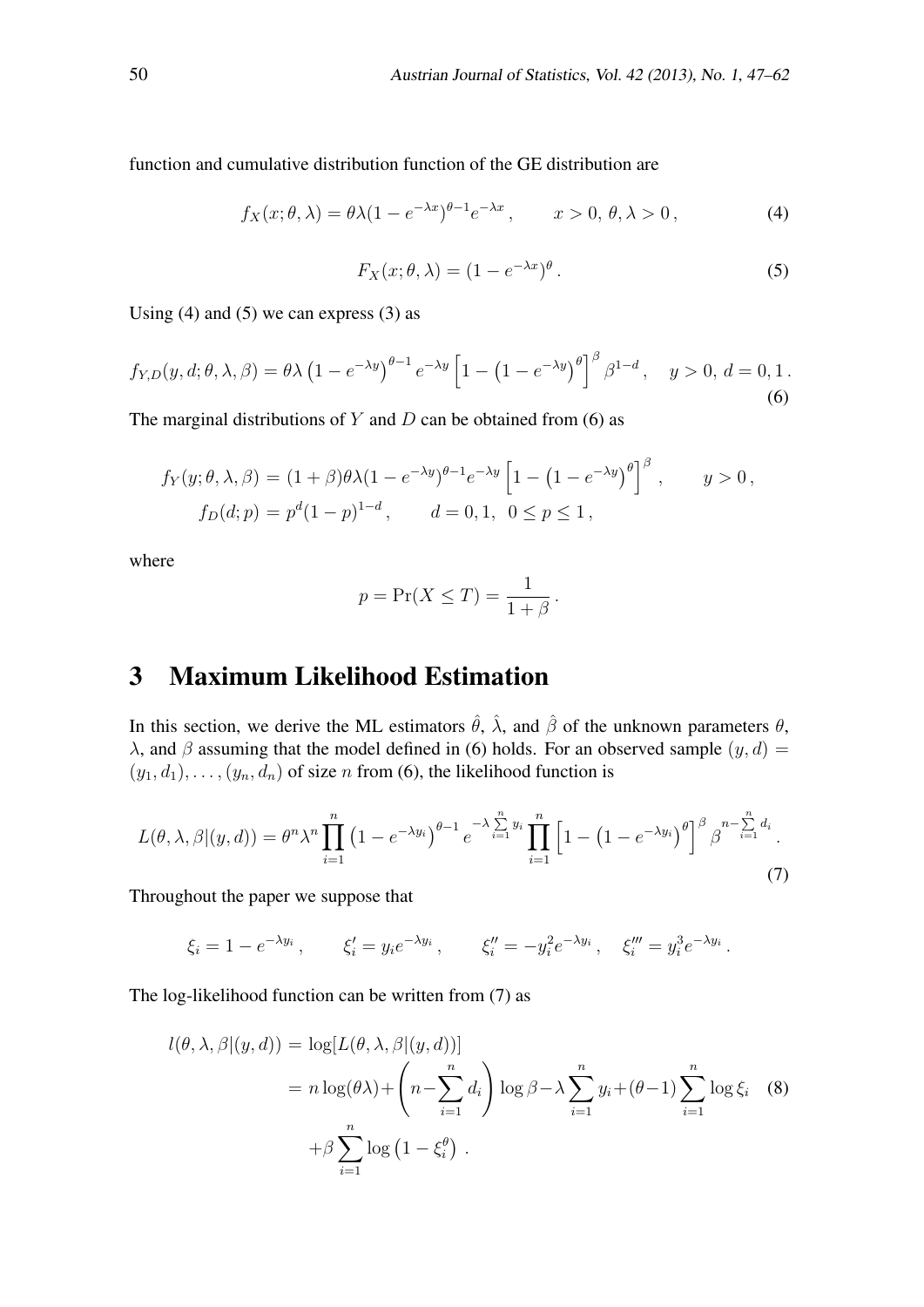function and cumulative distribution function of the GE distribution are

$$f_X(x;\theta,\lambda) = \theta\lambda(1-e^{-\lambda x})^{\theta-1}e^{-\lambda x}\,, \qquad x>0,\ \theta,\lambda>0\,, \tag{4}$$

$$F_X(x;\theta,\lambda) = (1-e^{-\lambda x})^{\theta}\,. \tag{5}$$

Using (4) and (5) we can express (3) as

$$f_{Y,D}(y,d;\theta,\lambda,\beta) = \theta\lambda\left(1-e^{-\lambda y}\right)^{\theta-1}e^{-\lambda y}\left[1-\left(1-e^{-\lambda y}\right)^{\theta}\right]^{\beta}\beta^{1-d}\,, \quad y>0,\ d=0,1\,. \tag{6}$$

The marginal distributions of $Y$ and $D$ can be obtained from (6) as

$$\begin{aligned} f_Y(y;\theta,\lambda,\beta) &= (1+\beta)\theta\lambda(1-e^{-\lambda y})^{\theta-1}e^{-\lambda y}\left[1-\left(1-e^{-\lambda y}\right)^{\theta}\right]^{\beta}\,, \qquad y>0\,,\\ f_D(d;p) &= p^d(1-p)^{1-d}\,, \qquad d=0,1,\ \ 0\le p\le 1\,, \end{aligned}$$

where

$$p = \Pr(X\le T) = \frac{1}{1+\beta}\,.$$

# 3 Maximum Likelihood Estimation

In this section, we derive the ML estimators $\hat{\theta}$, $\hat{\lambda}$, and $\hat{\beta}$ of the unknown parameters $\theta$, $\lambda$, and $\beta$ assuming that the model defined in (6) holds. For an observed sample $(y,d) = (y_1,d_1),\ldots,(y_n,d_n)$ of size $n$ from (6), the likelihood function is

$$L(\theta,\lambda,\beta|(y,d)) = \theta^n\lambda^n\prod_{i=1}^{n}\left(1-e^{-\lambda y_i}\right)^{\theta-1}e^{-\lambda\sum\limits_{i=1}^{n}y_i}\prod_{i=1}^{n}\left[1-\left(1-e^{-\lambda y_i}\right)^{\theta}\right]^{\beta}\beta^{n-\sum\limits_{i=1}^{n}d_i}\,. \tag{7}$$

Throughout the paper we suppose that

$$\xi_i = 1-e^{-\lambda y_i}\,, \qquad \xi_i' = y_i e^{-\lambda y_i}\,, \qquad \xi_i'' = -y_i^2 e^{-\lambda y_i}\,, \quad \xi_i''' = y_i^3 e^{-\lambda y_i}\,.$$

The log-likelihood function can be written from (7) as

$$\begin{aligned} l(\theta,\lambda,\beta|(y,d)) &= \log[L(\theta,\lambda,\beta|(y,d))]\\ &= n\log(\theta\lambda)+\left(n-\sum_{i=1}^{n}d_i\right)\log\beta-\lambda\sum_{i=1}^{n}y_i+(\theta-1)\sum_{i=1}^{n}\log\xi_i \\ &\quad +\beta\sum_{i=1}^{n}\log\left(1-\xi_i^{\theta}\right)\,. \end{aligned} \tag{8}$$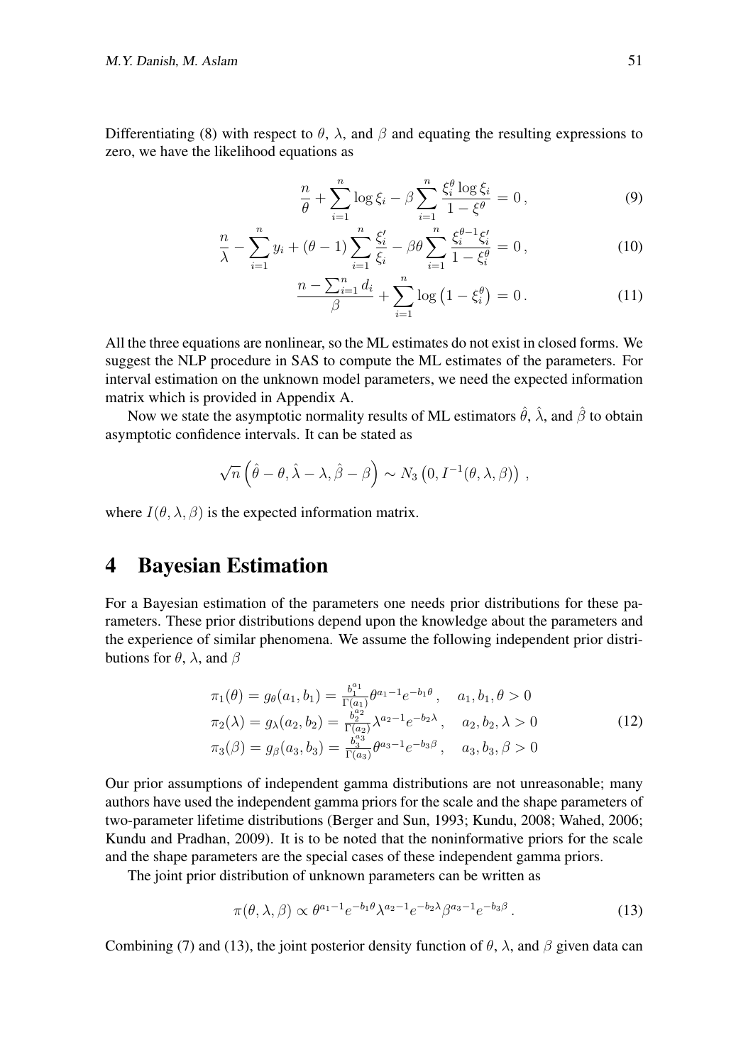Differentiating (8) with respect to $\theta$, $\lambda$, and $\beta$ and equating the resulting expressions to zero, we have the likelihood equations as

$$\frac{n}{\theta} + \sum_{i=1}^{n} \log \xi_i - \beta \sum_{i=1}^{n} \frac{\xi_i^{\theta} \log \xi_i}{1 - \xi^{\theta}} = 0\,, \tag{9}$$

$$\frac{n}{\lambda} - \sum_{i=1}^{n} y_i + (\theta - 1) \sum_{i=1}^{n} \frac{\xi_i'}{\xi_i} - \beta\theta \sum_{i=1}^{n} \frac{\xi_i^{\theta-1} \xi_i'}{1 - \xi_i^{\theta}} = 0\,, \tag{10}$$

$$\frac{n - \sum_{i=1}^{n} d_i}{\beta} + \sum_{i=1}^{n} \log\left(1 - \xi_i^{\theta}\right) = 0\,. \tag{11}$$

All the three equations are nonlinear, so the ML estimates do not exist in closed forms. We suggest the NLP procedure in SAS to compute the ML estimates of the parameters. For interval estimation on the unknown model parameters, we need the expected information matrix which is provided in Appendix A.

Now we state the asymptotic normality results of ML estimators $\hat{\theta}$, $\hat{\lambda}$, and $\hat{\beta}$ to obtain asymptotic confidence intervals. It can be stated as

$$\sqrt{n}\left(\hat{\theta} - \theta, \hat{\lambda} - \lambda, \hat{\beta} - \beta\right) \sim N_3\left(0, I^{-1}(\theta, \lambda, \beta)\right)\,,$$

where $I(\theta, \lambda, \beta)$ is the expected information matrix.

# 4 Bayesian Estimation

For a Bayesian estimation of the parameters one needs prior distributions for these parameters. These prior distributions depend upon the knowledge about the parameters and the experience of similar phenomena. We assume the following independent prior distributions for $\theta$, $\lambda$, and $\beta$

$$\begin{aligned}
\pi_1(\theta) &= g_{\theta}(a_1, b_1) = \tfrac{b_1^{a_1}}{\Gamma(a_1)} \theta^{a_1 - 1} e^{-b_1\theta}\,, \quad a_1, b_1, \theta > 0 \\
\pi_2(\lambda) &= g_{\lambda}(a_2, b_2) = \tfrac{b_2^{a_2}}{\Gamma(a_2)} \lambda^{a_2 - 1} e^{-b_2\lambda}\,, \quad a_2, b_2, \lambda > 0 \\
\pi_3(\beta) &= g_{\beta}(a_3, b_3) = \tfrac{b_3^{a_3}}{\Gamma(a_3)} \theta^{a_3 - 1} e^{-b_3\beta}\,, \quad a_3, b_3, \beta > 0
\end{aligned} \tag{12}$$

Our prior assumptions of independent gamma distributions are not unreasonable; many authors have used the independent gamma priors for the scale and the shape parameters of two-parameter lifetime distributions (Berger and Sun, 1993; Kundu, 2008; Wahed, 2006; Kundu and Pradhan, 2009). It is to be noted that the noninformative priors for the scale and the shape parameters are the special cases of these independent gamma priors.

The joint prior distribution of unknown parameters can be written as

$$\pi(\theta, \lambda, \beta) \propto \theta^{a_1 - 1} e^{-b_1\theta} \lambda^{a_2 - 1} e^{-b_2\lambda} \beta^{a_3 - 1} e^{-b_3\beta}\,. \tag{13}$$

Combining (7) and (13), the joint posterior density function of $\theta$, $\lambda$, and $\beta$ given data can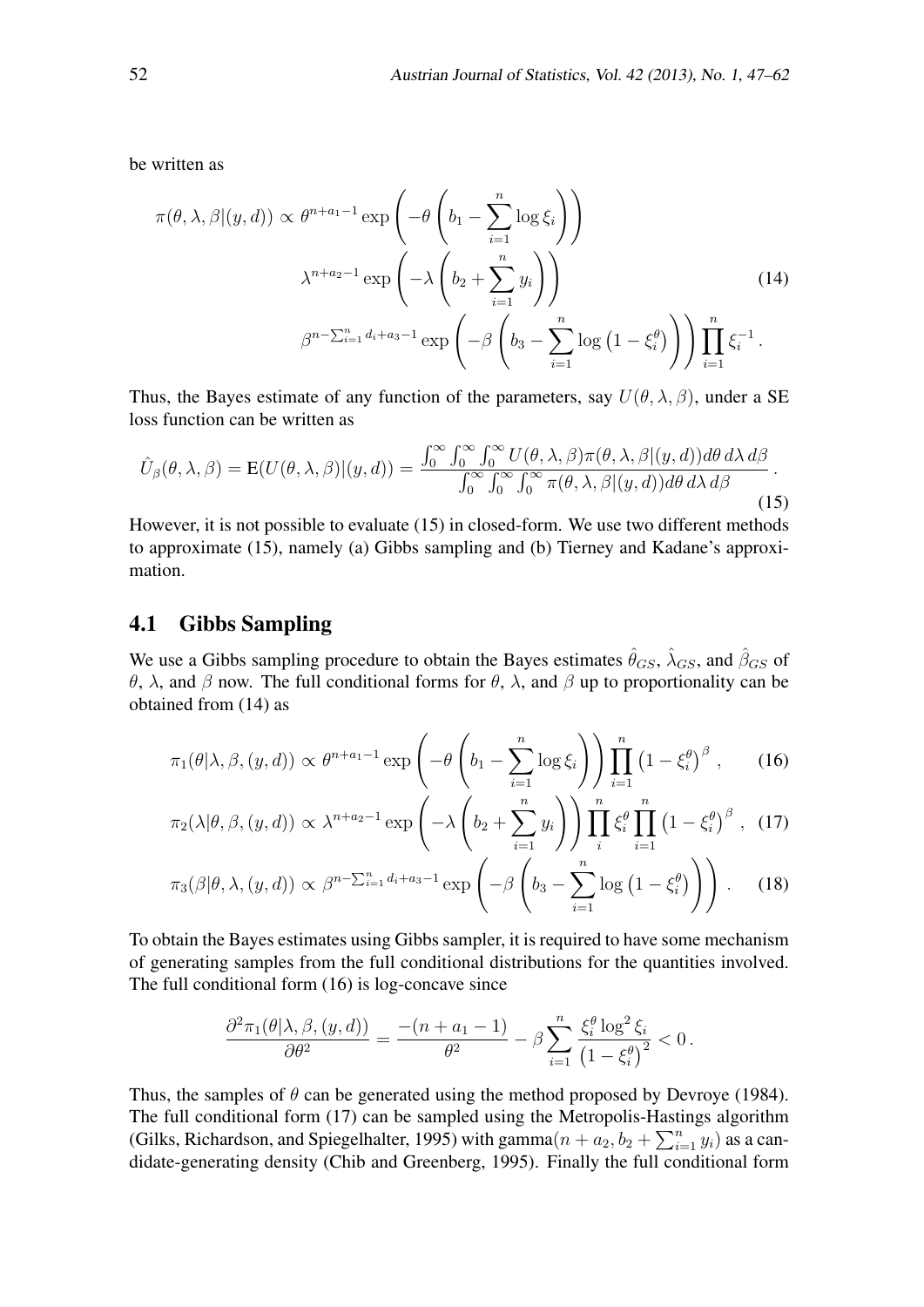be written as

$$
\begin{aligned}
\pi(\theta, \lambda, \beta|(y,d)) \propto\ & \theta^{n+a_1-1} \exp\left(-\theta\left(b_1 - \sum_{i=1}^{n} \log \xi_i\right)\right) \\
& \lambda^{n+a_2-1} \exp\left(-\lambda\left(b_2 + \sum_{i=1}^{n} y_i\right)\right) \\
& \beta^{n-\sum_{i=1}^{n} d_i + a_3 - 1} \exp\left(-\beta\left(b_3 - \sum_{i=1}^{n} \log\left(1-\xi_i^{\theta}\right)\right)\right) \prod_{i=1}^{n} \xi_i^{-1} .
\end{aligned} \tag{14}
$$

Thus, the Bayes estimate of any function of the parameters, say $U(\theta, \lambda, \beta)$, under a SE loss function can be written as

$$
\hat{U}_{\beta}(\theta, \lambda, \beta) = \mathrm{E}(U(\theta, \lambda, \beta)|(y,d)) = \frac{\int_0^{\infty}\int_0^{\infty}\int_0^{\infty} U(\theta, \lambda, \beta)\pi(\theta, \lambda, \beta|(y,d))d\theta\, d\lambda\, d\beta}{\int_0^{\infty}\int_0^{\infty}\int_0^{\infty} \pi(\theta, \lambda, \beta|(y,d))d\theta\, d\lambda\, d\beta} . \tag{15}
$$

However, it is not possible to evaluate (15) in closed-form. We use two different methods to approximate (15), namely (a) Gibbs sampling and (b) Tierney and Kadane's approximation.

## 4.1 Gibbs Sampling

We use a Gibbs sampling procedure to obtain the Bayes estimates $\hat{\theta}_{GS}$, $\hat{\lambda}_{GS}$, and $\hat{\beta}_{GS}$ of $\theta$, $\lambda$, and $\beta$ now. The full conditional forms for $\theta$, $\lambda$, and $\beta$ up to proportionality can be obtained from (14) as

$$
\pi_1(\theta|\lambda, \beta, (y,d)) \propto \theta^{n+a_1-1} \exp\left(-\theta\left(b_1 - \sum_{i=1}^{n} \log \xi_i\right)\right) \prod_{i=1}^{n} \left(1-\xi_i^{\theta}\right)^{\beta} , \tag{16}
$$

$$
\pi_2(\lambda|\theta, \beta, (y,d)) \propto \lambda^{n+a_2-1} \exp\left(-\lambda\left(b_2 + \sum_{i=1}^{n} y_i\right)\right) \prod_{i}^{n} \xi_i^{\theta} \prod_{i=1}^{n} \left(1-\xi_i^{\theta}\right)^{\beta} , \tag{17}
$$

$$
\pi_3(\beta|\theta, \lambda, (y,d)) \propto \beta^{n-\sum_{i=1}^{n} d_i + a_3 - 1} \exp\left(-\beta\left(b_3 - \sum_{i=1}^{n} \log\left(1-\xi_i^{\theta}\right)\right)\right) . \tag{18}
$$

To obtain the Bayes estimates using Gibbs sampler, it is required to have some mechanism of generating samples from the full conditional distributions for the quantities involved. The full conditional form (16) is log-concave since

$$
\frac{\partial^2 \pi_1(\theta|\lambda, \beta, (y,d))}{\partial \theta^2} = \frac{-(n+a_1-1)}{\theta^2} - \beta \sum_{i=1}^{n} \frac{\xi_i^{\theta} \log^2 \xi_i}{\left(1-\xi_i^{\theta}\right)^2} < 0 .
$$

Thus, the samples of $\theta$ can be generated using the method proposed by Devroye (1984). The full conditional form (17) can be sampled using the Metropolis-Hastings algorithm (Gilks, Richardson, and Spiegelhalter, 1995) with gamma$(n + a_2, b_2 + \sum_{i=1}^{n} y_i)$ as a candidate-generating density (Chib and Greenberg, 1995). Finally the full conditional form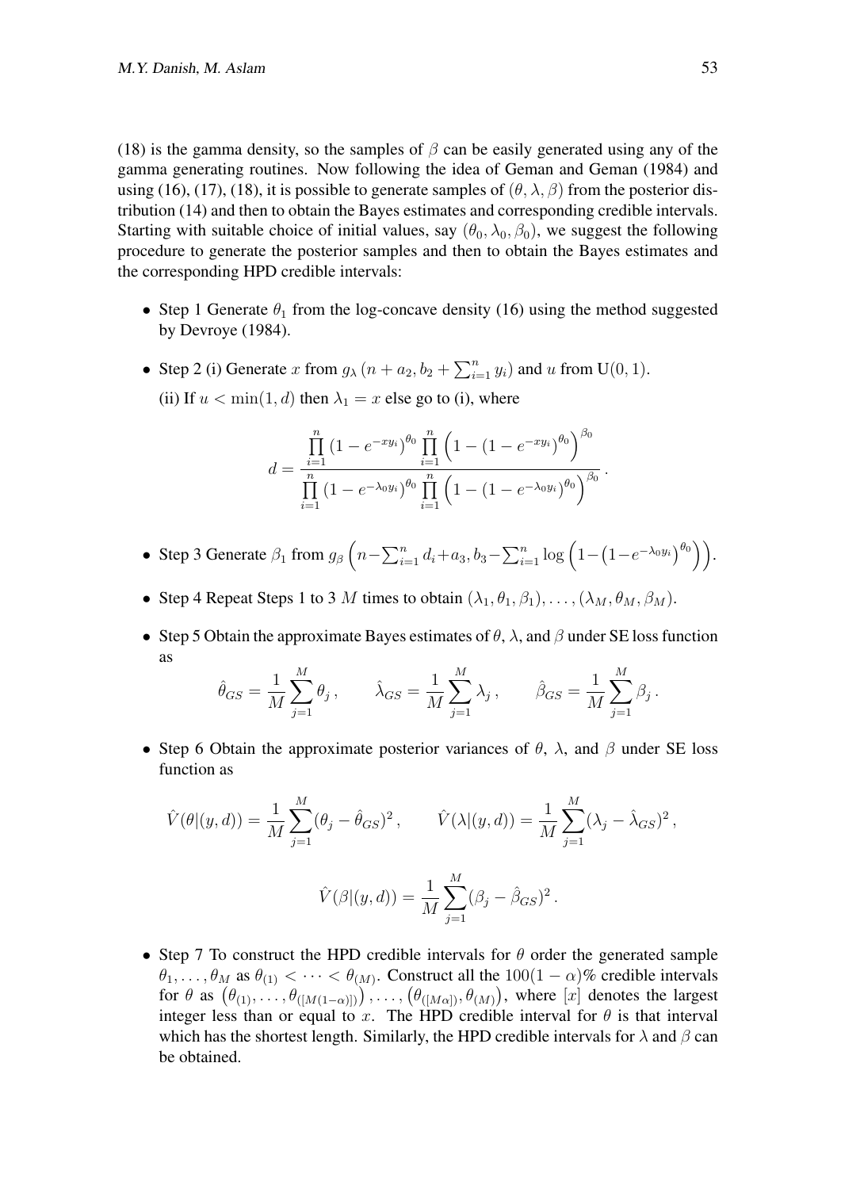(18) is the gamma density, so the samples of $\beta$ can be easily generated using any of the gamma generating routines. Now following the idea of Geman and Geman (1984) and using (16), (17), (18), it is possible to generate samples of $(\theta, \lambda, \beta)$ from the posterior distribution (14) and then to obtain the Bayes estimates and corresponding credible intervals. Starting with suitable choice of initial values, say $(\theta_0, \lambda_0, \beta_0)$, we suggest the following procedure to generate the posterior samples and then to obtain the Bayes estimates and the corresponding HPD credible intervals:

- Step 1 Generate $\theta_1$ from the log-concave density (16) using the method suggested by Devroye (1984).
- Step 2 (i) Generate $x$ from $g_\lambda\left(n + a_2, b_2 + \sum_{i=1}^{n} y_i\right)$ and $u$ from $\mathrm{U}(0,1)$.

  (ii) If $u < \min(1, d)$ then $\lambda_1 = x$ else go to (i), where

$$d = \frac{\prod_{i=1}^{n} (1 - e^{-xy_i})^{\theta_0} \prod_{i=1}^{n} \left(1 - (1 - e^{-xy_i})^{\theta_0}\right)^{\beta_0}}{\prod_{i=1}^{n} (1 - e^{-\lambda_0 y_i})^{\theta_0} \prod_{i=1}^{n} \left(1 - (1 - e^{-\lambda_0 y_i})^{\theta_0}\right)^{\beta_0}}.$$

- Step 3 Generate $\beta_1$ from $g_\beta\left(n - \sum_{i=1}^{n} d_i + a_3, b_3 - \sum_{i=1}^{n} \log\left(1 - \left(1 - e^{-\lambda_0 y_i}\right)^{\theta_0}\right)\right)$.
- Step 4 Repeat Steps 1 to 3 $M$ times to obtain $(\lambda_1, \theta_1, \beta_1), \ldots, (\lambda_M, \theta_M, \beta_M)$.
- Step 5 Obtain the approximate Bayes estimates of $\theta$, $\lambda$, and $\beta$ under SE loss function as

$$\hat{\theta}_{GS} = \frac{1}{M} \sum_{j=1}^{M} \theta_j\,, \qquad \hat{\lambda}_{GS} = \frac{1}{M} \sum_{j=1}^{M} \lambda_j\,, \qquad \hat{\beta}_{GS} = \frac{1}{M} \sum_{j=1}^{M} \beta_j\,.$$

- Step 6 Obtain the approximate posterior variances of $\theta$, $\lambda$, and $\beta$ under SE loss function as

$$\hat{V}(\theta|(y,d)) = \frac{1}{M} \sum_{j=1}^{M} (\theta_j - \hat{\theta}_{GS})^2\,, \qquad \hat{V}(\lambda|(y,d)) = \frac{1}{M} \sum_{j=1}^{M} (\lambda_j - \hat{\lambda}_{GS})^2\,,$$

$$\hat{V}(\beta|(y,d)) = \frac{1}{M} \sum_{j=1}^{M} (\beta_j - \hat{\beta}_{GS})^2\,.$$

- Step 7 To construct the HPD credible intervals for $\theta$ order the generated sample $\theta_1, \ldots, \theta_M$ as $\theta_{(1)} < \cdots < \theta_{(M)}$. Construct all the $100(1-\alpha)\%$ credible intervals for $\theta$ as $\left(\theta_{(1)}, \ldots, \theta_{([M(1-\alpha)])}\right), \ldots, \left(\theta_{([M\alpha])}, \theta_{(M)}\right)$, where $[x]$ denotes the largest integer less than or equal to $x$. The HPD credible interval for $\theta$ is that interval which has the shortest length. Similarly, the HPD credible intervals for $\lambda$ and $\beta$ can be obtained.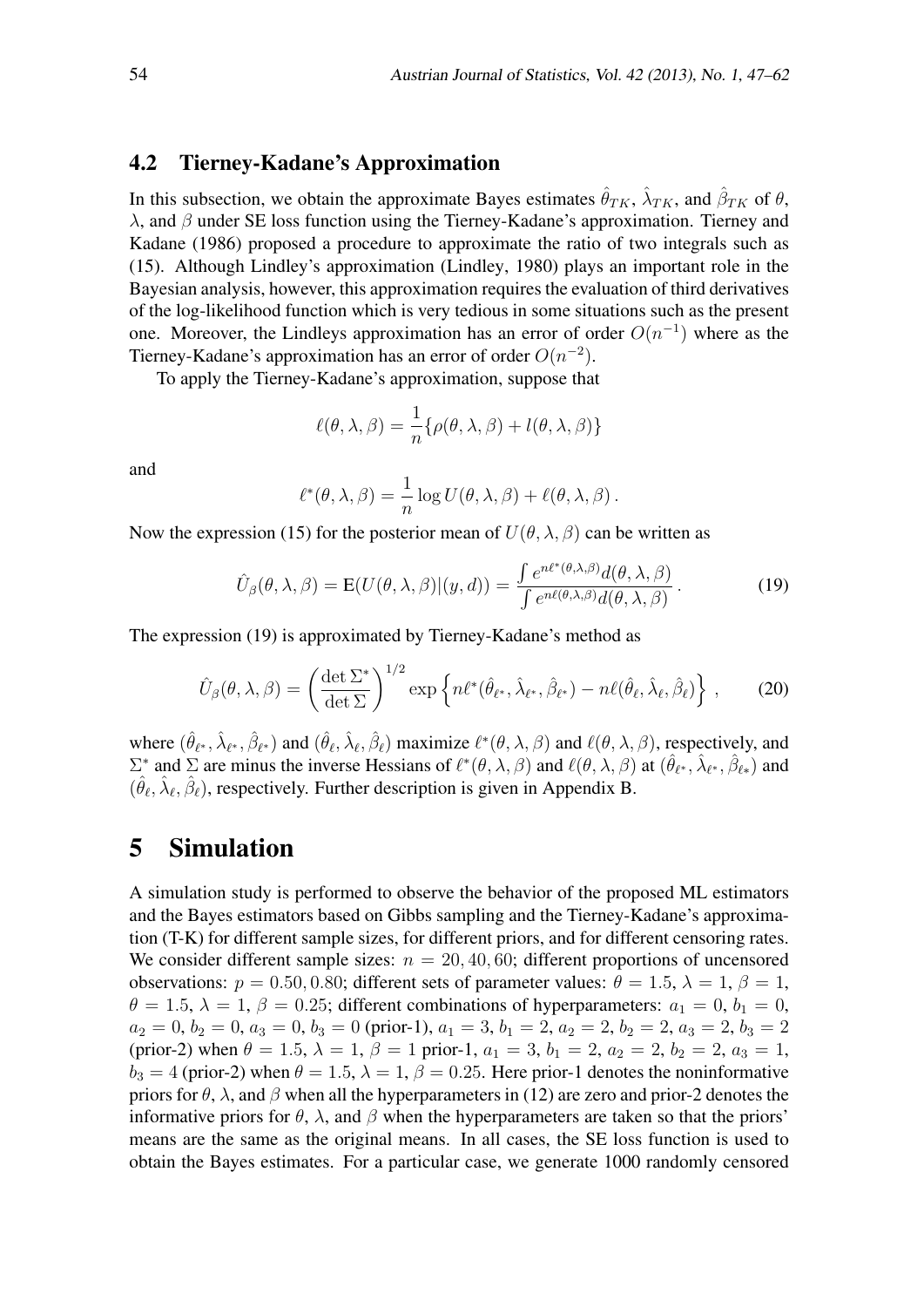### 4.2 Tierney-Kadane's Approximation

In this subsection, we obtain the approximate Bayes estimates $\hat{\theta}_{TK}$, $\hat{\lambda}_{TK}$, and $\hat{\beta}_{TK}$ of $\theta$, $\lambda$, and $\beta$ under SE loss function using the Tierney-Kadane's approximation. Tierney and Kadane (1986) proposed a procedure to approximate the ratio of two integrals such as (15). Although Lindley's approximation (Lindley, 1980) plays an important role in the Bayesian analysis, however, this approximation requires the evaluation of third derivatives of the log-likelihood function which is very tedious in some situations such as the present one. Moreover, the Lindleys approximation has an error of order $O(n^{-1})$ where as the Tierney-Kadane's approximation has an error of order $O(n^{-2})$.

To apply the Tierney-Kadane's approximation, suppose that

$$\ell(\theta, \lambda, \beta) = \frac{1}{n}\{\rho(\theta, \lambda, \beta) + l(\theta, \lambda, \beta)\}$$

and

$$\ell^*(\theta, \lambda, \beta) = \frac{1}{n}\log U(\theta, \lambda, \beta) + \ell(\theta, \lambda, \beta)\,.$$

Now the expression (15) for the posterior mean of $U(\theta, \lambda, \beta)$ can be written as

$$\hat{U}_\beta(\theta, \lambda, \beta) = \mathrm{E}(U(\theta, \lambda, \beta)|(y, d)) = \frac{\int e^{n\ell^*(\theta,\lambda,\beta)}d(\theta, \lambda, \beta)}{\int e^{n\ell(\theta,\lambda,\beta)}d(\theta, \lambda, \beta)}\,. \tag{19}$$

The expression (19) is approximated by Tierney-Kadane's method as

$$\hat{U}_\beta(\theta, \lambda, \beta) = \left(\frac{\det \Sigma^*}{\det \Sigma}\right)^{1/2} \exp\left\{n\ell^*(\hat{\theta}_{\ell^*}, \hat{\lambda}_{\ell^*}, \hat{\beta}_{\ell^*}) - n\ell(\hat{\theta}_\ell, \hat{\lambda}_\ell, \hat{\beta}_\ell)\right\}\,, \tag{20}$$

where $(\hat{\theta}_{\ell^*}, \hat{\lambda}_{\ell^*}, \hat{\beta}_{\ell^*})$ and $(\hat{\theta}_\ell, \hat{\lambda}_\ell, \hat{\beta}_\ell)$ maximize $\ell^*(\theta, \lambda, \beta)$ and $\ell(\theta, \lambda, \beta)$, respectively, and $\Sigma^*$ and $\Sigma$ are minus the inverse Hessians of $\ell^*(\theta, \lambda, \beta)$ and $\ell(\theta, \lambda, \beta)$ at $(\hat{\theta}_{\ell^*}, \hat{\lambda}_{\ell^*}, \hat{\beta}_{\ell*})$ and $(\hat{\theta}_\ell, \hat{\lambda}_\ell, \hat{\beta}_\ell)$, respectively. Further description is given in Appendix B.

# 5 Simulation

A simulation study is performed to observe the behavior of the proposed ML estimators and the Bayes estimators based on Gibbs sampling and the Tierney-Kadane's approximation (T-K) for different sample sizes, for different priors, and for different censoring rates. We consider different sample sizes: $n = 20, 40, 60$; different proportions of uncensored observations: $p = 0.50, 0.80$; different sets of parameter values: $\theta = 1.5$, $\lambda = 1$, $\beta = 1$, $\theta = 1.5$, $\lambda = 1$, $\beta = 0.25$; different combinations of hyperparameters: $a_1 = 0$, $b_1 = 0$, $a_2 = 0$, $b_2 = 0$, $a_3 = 0$, $b_3 = 0$ (prior-1), $a_1 = 3$, $b_1 = 2$, $a_2 = 2$, $b_2 = 2$, $a_3 = 2$, $b_3 = 2$ (prior-2) when $\theta = 1.5$, $\lambda = 1$, $\beta = 1$ prior-1, $a_1 = 3$, $b_1 = 2$, $a_2 = 2$, $b_2 = 2$, $a_3 = 1$, $b_3 = 4$ (prior-2) when $\theta = 1.5$, $\lambda = 1$, $\beta = 0.25$. Here prior-1 denotes the noninformative priors for $\theta$, $\lambda$, and $\beta$ when all the hyperparameters in (12) are zero and prior-2 denotes the informative priors for $\theta$, $\lambda$, and $\beta$ when the hyperparameters are taken so that the priors' means are the same as the original means. In all cases, the SE loss function is used to obtain the Bayes estimates. For a particular case, we generate 1000 randomly censored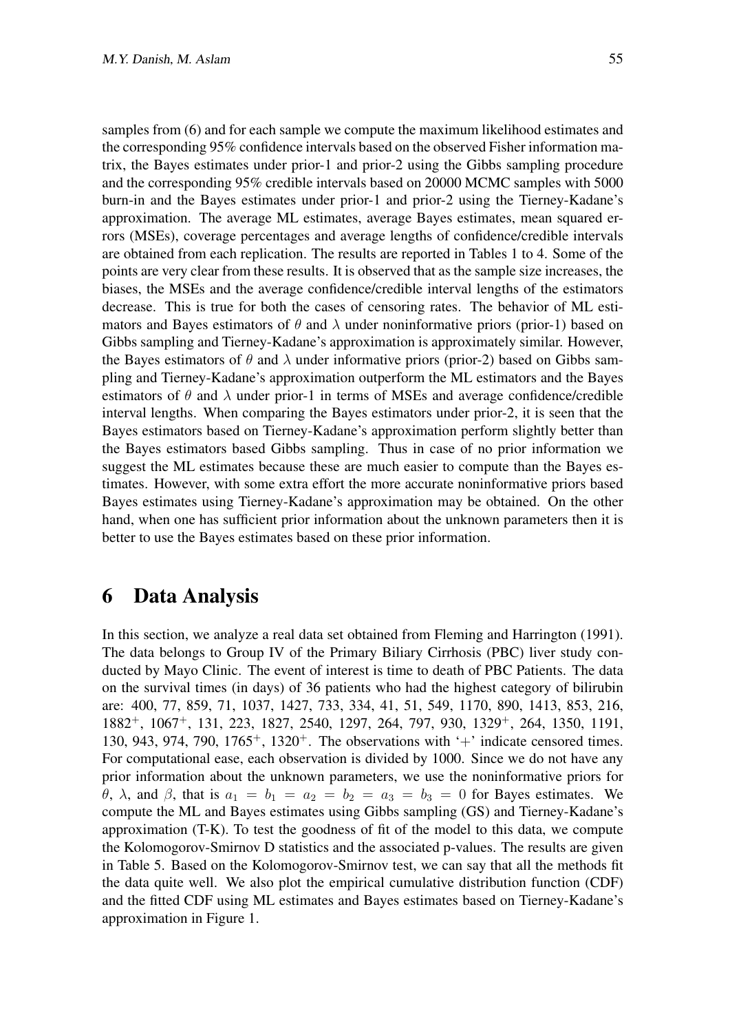samples from (6) and for each sample we compute the maximum likelihood estimates and the corresponding 95% confidence intervals based on the observed Fisher information matrix, the Bayes estimates under prior-1 and prior-2 using the Gibbs sampling procedure and the corresponding 95% credible intervals based on 20000 MCMC samples with 5000 burn-in and the Bayes estimates under prior-1 and prior-2 using the Tierney-Kadane's approximation. The average ML estimates, average Bayes estimates, mean squared errors (MSEs), coverage percentages and average lengths of confidence/credible intervals are obtained from each replication. The results are reported in Tables 1 to 4. Some of the points are very clear from these results. It is observed that as the sample size increases, the biases, the MSEs and the average confidence/credible interval lengths of the estimators decrease. This is true for both the cases of censoring rates. The behavior of ML estimators and Bayes estimators of $\theta$ and $\lambda$ under noninformative priors (prior-1) based on Gibbs sampling and Tierney-Kadane's approximation is approximately similar. However, the Bayes estimators of $\theta$ and $\lambda$ under informative priors (prior-2) based on Gibbs sampling and Tierney-Kadane's approximation outperform the ML estimators and the Bayes estimators of $\theta$ and $\lambda$ under prior-1 in terms of MSEs and average confidence/credible interval lengths. When comparing the Bayes estimators under prior-2, it is seen that the Bayes estimators based on Tierney-Kadane's approximation perform slightly better than the Bayes estimators based Gibbs sampling. Thus in case of no prior information we suggest the ML estimates because these are much easier to compute than the Bayes estimates. However, with some extra effort the more accurate noninformative priors based Bayes estimates using Tierney-Kadane's approximation may be obtained. On the other hand, when one has sufficient prior information about the unknown parameters then it is better to use the Bayes estimates based on these prior information.

# 6 Data Analysis

In this section, we analyze a real data set obtained from Fleming and Harrington (1991). The data belongs to Group IV of the Primary Biliary Cirrhosis (PBC) liver study conducted by Mayo Clinic. The event of interest is time to death of PBC Patients. The data on the survival times (in days) of 36 patients who had the highest category of bilirubin are: 400, 77, 859, 71, 1037, 1427, 733, 334, 41, 51, 549, 1170, 890, 1413, 853, 216, $1882^{+}$, $1067^{+}$, 131, 223, 1827, 2540, 1297, 264, 797, 930, $1329^{+}$, 264, 1350, 1191, 130, 943, 974, 790, $1765^{+}$, $1320^{+}$. The observations with '+' indicate censored times. For computational ease, each observation is divided by 1000. Since we do not have any prior information about the unknown parameters, we use the noninformative priors for $\theta$, $\lambda$, and $\beta$, that is $a_1 = b_1 = a_2 = b_2 = a_3 = b_3 = 0$ for Bayes estimates. We compute the ML and Bayes estimates using Gibbs sampling (GS) and Tierney-Kadane's approximation (T-K). To test the goodness of fit of the model to this data, we compute the Kolomogorov-Smirnov D statistics and the associated p-values. The results are given in Table 5. Based on the Kolomogorov-Smirnov test, we can say that all the methods fit the data quite well. We also plot the empirical cumulative distribution function (CDF) and the fitted CDF using ML estimates and Bayes estimates based on Tierney-Kadane's approximation in Figure 1.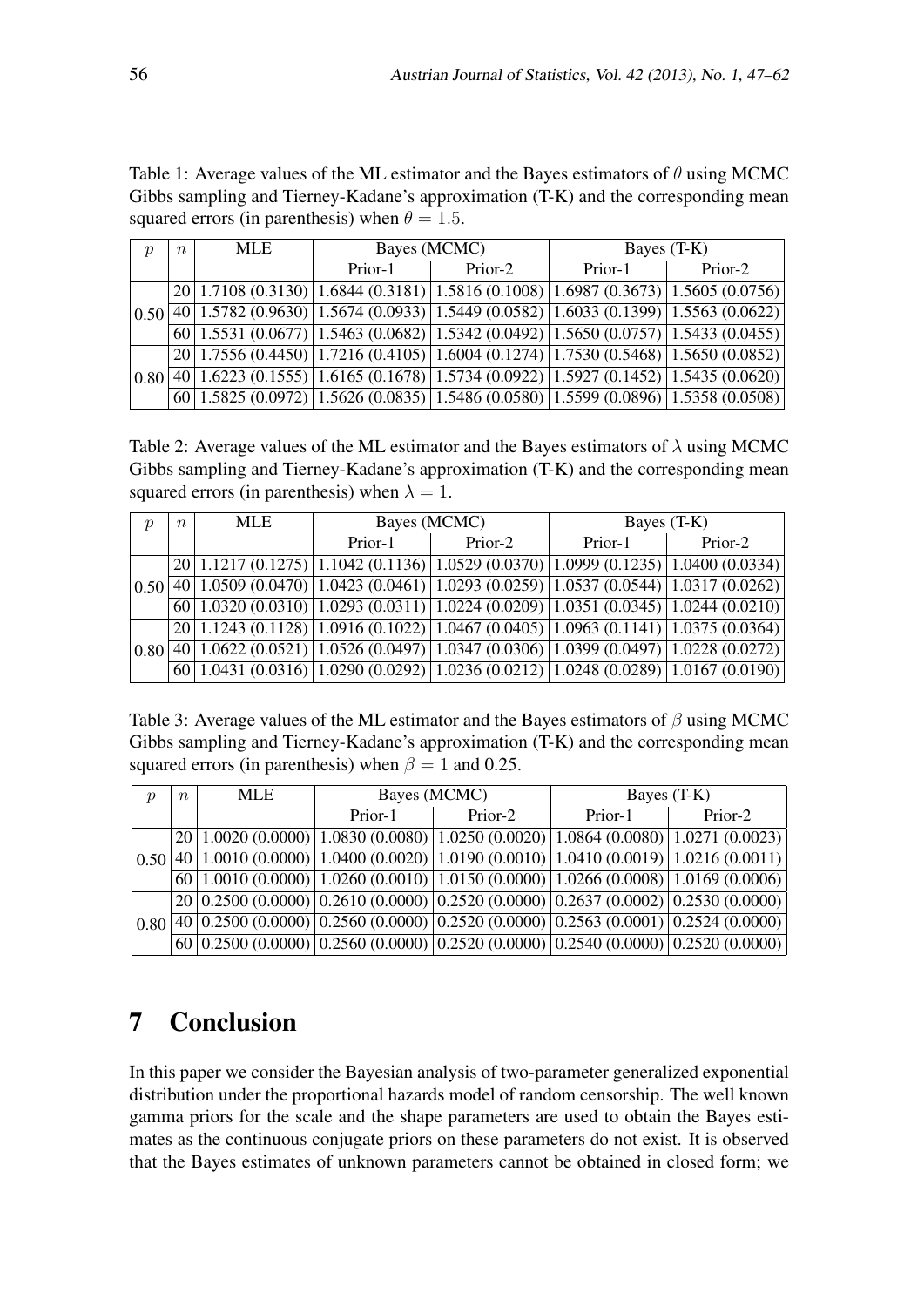Table 1: Average values of the ML estimator and the Bayes estimators of $\theta$ using MCMC Gibbs sampling and Tierney-Kadane's approximation (T-K) and the corresponding mean squared errors (in parenthesis) when $\theta = 1.5$.

| $p$ | $n$ | MLE | Bayes (MCMC) | | Bayes (T-K) | |
|---|---|---|---|---|---|---|
| | | | Prior-1 | Prior-2 | Prior-1 | Prior-2 |
| 0.50 | 20 | 1.7108 (0.3130) | 1.6844 (0.3181) | 1.5816 (0.1008) | 1.6987 (0.3673) | 1.5605 (0.0756) |
| | 40 | 1.5782 (0.9630) | 1.5674 (0.0933) | 1.5449 (0.0582) | 1.6033 (0.1399) | 1.5563 (0.0622) |
| | 60 | 1.5531 (0.0677) | 1.5463 (0.0682) | 1.5342 (0.0492) | 1.5650 (0.0757) | 1.5433 (0.0455) |
| 0.80 | 20 | 1.7556 (0.4450) | 1.7216 (0.4105) | 1.6004 (0.1274) | 1.7530 (0.5468) | 1.5650 (0.0852) |
| | 40 | 1.6223 (0.1555) | 1.6165 (0.1678) | 1.5734 (0.0922) | 1.5927 (0.1452) | 1.5435 (0.0620) |
| | 60 | 1.5825 (0.0972) | 1.5626 (0.0835) | 1.5486 (0.0580) | 1.5599 (0.0896) | 1.5358 (0.0508) |

Table 2: Average values of the ML estimator and the Bayes estimators of $\lambda$ using MCMC Gibbs sampling and Tierney-Kadane's approximation (T-K) and the corresponding mean squared errors (in parenthesis) when $\lambda = 1$.

| $p$ | $n$ | MLE | Bayes (MCMC) | | Bayes (T-K) | |
|---|---|---|---|---|---|---|
| | | | Prior-1 | Prior-2 | Prior-1 | Prior-2 |
| 0.50 | 20 | 1.1217 (0.1275) | 1.1042 (0.1136) | 1.0529 (0.0370) | 1.0999 (0.1235) | 1.0400 (0.0334) |
| | 40 | 1.0509 (0.0470) | 1.0423 (0.0461) | 1.0293 (0.0259) | 1.0537 (0.0544) | 1.0317 (0.0262) |
| | 60 | 1.0320 (0.0310) | 1.0293 (0.0311) | 1.0224 (0.0209) | 1.0351 (0.0345) | 1.0244 (0.0210) |
| 0.80 | 20 | 1.1243 (0.1128) | 1.0916 (0.1022) | 1.0467 (0.0405) | 1.0963 (0.1141) | 1.0375 (0.0364) |
| | 40 | 1.0622 (0.0521) | 1.0526 (0.0497) | 1.0347 (0.0306) | 1.0399 (0.0497) | 1.0228 (0.0272) |
| | 60 | 1.0431 (0.0316) | 1.0290 (0.0292) | 1.0236 (0.0212) | 1.0248 (0.0289) | 1.0167 (0.0190) |

Table 3: Average values of the ML estimator and the Bayes estimators of $\beta$ using MCMC Gibbs sampling and Tierney-Kadane's approximation (T-K) and the corresponding mean squared errors (in parenthesis) when $\beta = 1$ and 0.25.

| $p$ | $n$ | MLE | Bayes (MCMC) | | Bayes (T-K) | |
|---|---|---|---|---|---|---|
| | | | Prior-1 | Prior-2 | Prior-1 | Prior-2 |
| 0.50 | 20 | 1.0020 (0.0000) | 1.0830 (0.0080) | 1.0250 (0.0020) | 1.0864 (0.0080) | 1.0271 (0.0023) |
| | 40 | 1.0010 (0.0000) | 1.0400 (0.0020) | 1.0190 (0.0010) | 1.0410 (0.0019) | 1.0216 (0.0011) |
| | 60 | 1.0010 (0.0000) | 1.0260 (0.0010) | 1.0150 (0.0000) | 1.0266 (0.0008) | 1.0169 (0.0006) |
| 0.80 | 20 | 0.2500 (0.0000) | 0.2610 (0.0000) | 0.2520 (0.0000) | 0.2637 (0.0002) | 0.2530 (0.0000) |
| | 40 | 0.2500 (0.0000) | 0.2560 (0.0000) | 0.2520 (0.0000) | 0.2563 (0.0001) | 0.2524 (0.0000) |
| | 60 | 0.2500 (0.0000) | 0.2560 (0.0000) | 0.2520 (0.0000) | 0.2540 (0.0000) | 0.2520 (0.0000) |

# 7 Conclusion

In this paper we consider the Bayesian analysis of two-parameter generalized exponential distribution under the proportional hazards model of random censorship. The well known gamma priors for the scale and the shape parameters are used to obtain the Bayes estimates as the continuous conjugate priors on these parameters do not exist. It is observed that the Bayes estimates of unknown parameters cannot be obtained in closed form; we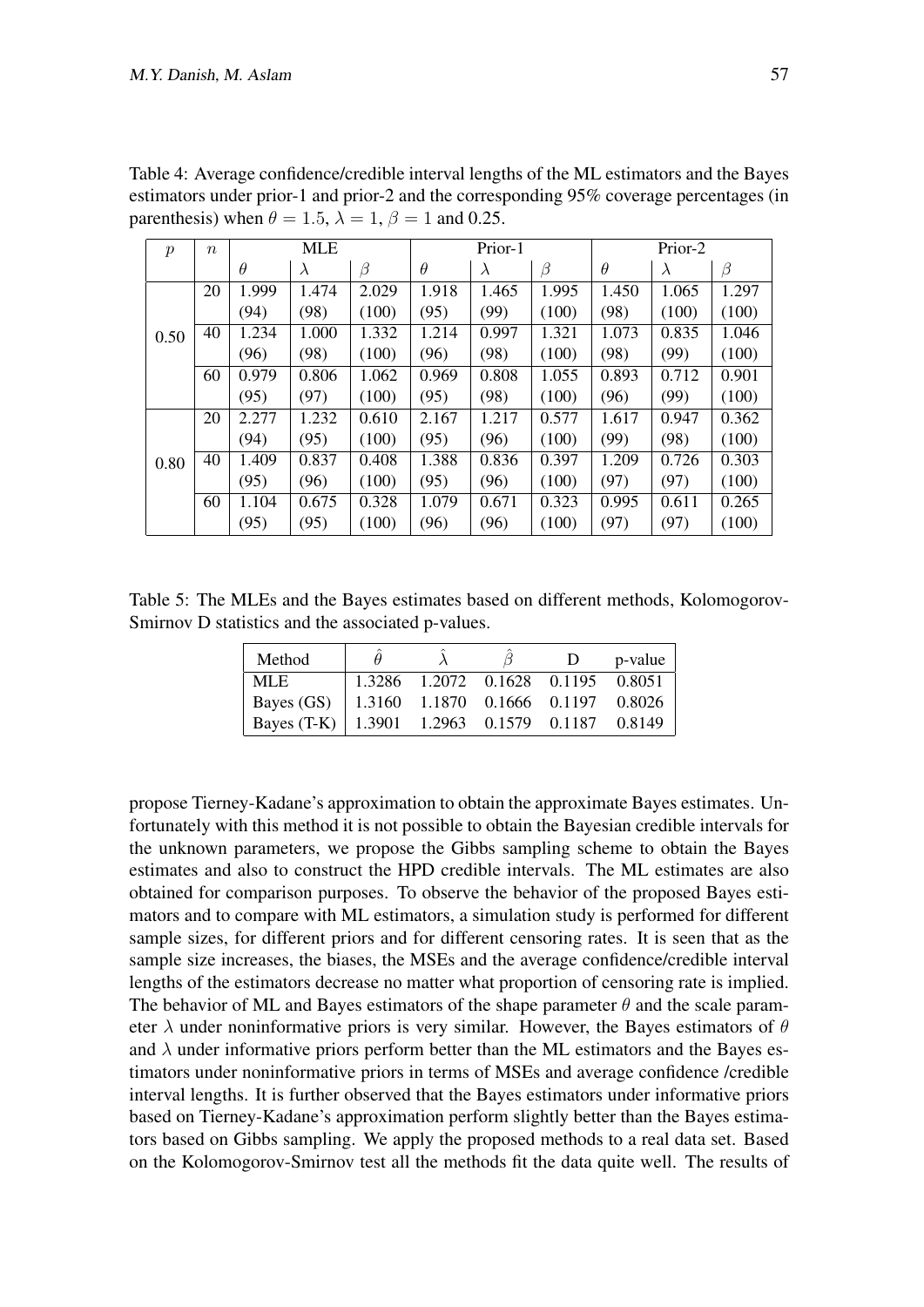Table 4: Average confidence/credible interval lengths of the ML estimators and the Bayes estimators under prior-1 and prior-2 and the corresponding 95% coverage percentages (in parenthesis) when $\theta = 1.5$, $\lambda = 1$, $\beta = 1$ and 0.25.

| $p$ | $n$ | MLE | | | Prior-1 | | | Prior-2 | | |
|---|---|---|---|---|---|---|---|---|---|---|
| | | $\theta$ | $\lambda$ | $\beta$ | $\theta$ | $\lambda$ | $\beta$ | $\theta$ | $\lambda$ | $\beta$ |
| 0.50 | 20 | 1.999 | 1.474 | 2.029 | 1.918 | 1.465 | 1.995 | 1.450 | 1.065 | 1.297 |
| | | (94) | (98) | (100) | (95) | (99) | (100) | (98) | (100) | (100) |
| | 40 | 1.234 | 1.000 | 1.332 | 1.214 | 0.997 | 1.321 | 1.073 | 0.835 | 1.046 |
| | | (96) | (98) | (100) | (96) | (98) | (100) | (98) | (99) | (100) |
| | 60 | 0.979 | 0.806 | 1.062 | 0.969 | 0.808 | 1.055 | 0.893 | 0.712 | 0.901 |
| | | (95) | (97) | (100) | (95) | (98) | (100) | (96) | (99) | (100) |
| 0.80 | 20 | 2.277 | 1.232 | 0.610 | 2.167 | 1.217 | 0.577 | 1.617 | 0.947 | 0.362 |
| | | (94) | (95) | (100) | (95) | (96) | (100) | (99) | (98) | (100) |
| | 40 | 1.409 | 0.837 | 0.408 | 1.388 | 0.836 | 0.397 | 1.209 | 0.726 | 0.303 |
| | | (95) | (96) | (100) | (95) | (96) | (100) | (97) | (97) | (100) |
| | 60 | 1.104 | 0.675 | 0.328 | 1.079 | 0.671 | 0.323 | 0.995 | 0.611 | 0.265 |
| | | (95) | (95) | (100) | (96) | (96) | (100) | (97) | (97) | (100) |

Table 5: The MLEs and the Bayes estimates based on different methods, Kolomogorov-Smirnov D statistics and the associated p-values.

| Method | $\hat{\theta}$ | $\hat{\lambda}$ | $\hat{\beta}$ | D | p-value |
|---|---|---|---|---|---|
| MLE | 1.3286 | 1.2072 | 0.1628 | 0.1195 | 0.8051 |
| Bayes (GS) | 1.3160 | 1.1870 | 0.1666 | 0.1197 | 0.8026 |
| Bayes (T-K) | 1.3901 | 1.2963 | 0.1579 | 0.1187 | 0.8149 |

propose Tierney-Kadane's approximation to obtain the approximate Bayes estimates. Unfortunately with this method it is not possible to obtain the Bayesian credible intervals for the unknown parameters, we propose the Gibbs sampling scheme to obtain the Bayes estimates and also to construct the HPD credible intervals. The ML estimates are also obtained for comparison purposes. To observe the behavior of the proposed Bayes estimators and to compare with ML estimators, a simulation study is performed for different sample sizes, for different priors and for different censoring rates. It is seen that as the sample size increases, the biases, the MSEs and the average confidence/credible interval lengths of the estimators decrease no matter what proportion of censoring rate is implied. The behavior of ML and Bayes estimators of the shape parameter $\theta$ and the scale parameter $\lambda$ under noninformative priors is very similar. However, the Bayes estimators of $\theta$ and $\lambda$ under informative priors perform better than the ML estimators and the Bayes estimators under noninformative priors in terms of MSEs and average confidence /credible interval lengths. It is further observed that the Bayes estimators under informative priors based on Tierney-Kadane's approximation perform slightly better than the Bayes estimators based on Gibbs sampling. We apply the proposed methods to a real data set. Based on the Kolomogorov-Smirnov test all the methods fit the data quite well. The results of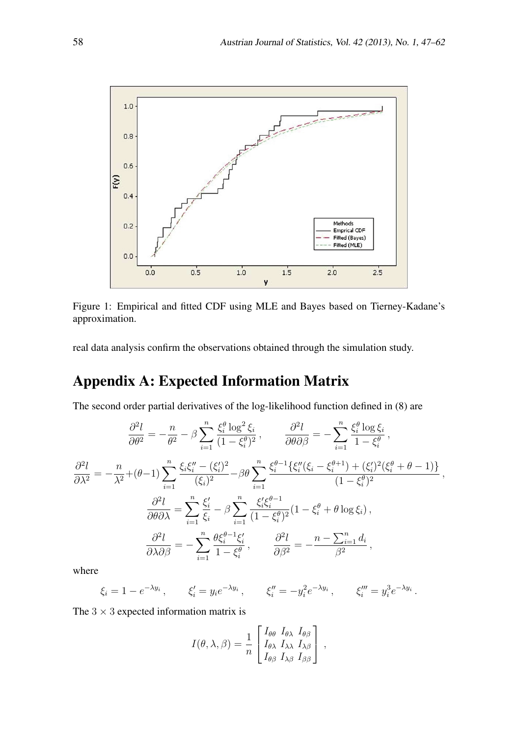Figure 1: Empirical and fitted CDF using MLE and Bayes based on Tierney-Kadane's approximation.

real data analysis confirm the observations obtained through the simulation study.

# Appendix A: Expected Information Matrix

The second order partial derivatives of the log-likelihood function defined in (8) are

$$\frac{\partial^2 l}{\partial \theta^2} = -\frac{n}{\theta^2} - \beta \sum_{i=1}^{n} \frac{\xi_i^\theta \log^2 \xi_i}{(1-\xi_i^\theta)^2}, \qquad \frac{\partial^2 l}{\partial \theta \partial \beta} = -\sum_{i=1}^{n} \frac{\xi_i^\theta \log \xi_i}{1-\xi_i^\theta},$$

$$\frac{\partial^2 l}{\partial \lambda^2} = -\frac{n}{\lambda^2} + (\theta-1)\sum_{i=1}^{n} \frac{\xi_i \xi_i'' - (\xi_i')^2}{(\xi_i)^2} - \beta\theta \sum_{i=1}^{n} \frac{\xi_i^{\theta-1}\{\xi_i''(\xi_i - \xi_i^{\theta+1}) + (\xi_i')^2(\xi_i^\theta + \theta - 1)\}}{(1-\xi_i^\theta)^2},$$

$$\frac{\partial^2 l}{\partial \theta \partial \lambda} = \sum_{i=1}^{n} \frac{\xi_i'}{\xi_i} - \beta \sum_{i=1}^{n} \frac{\xi_i' \xi_i^{\theta-1}}{(1-\xi_i^\theta)^2}(1 - \xi_i^\theta + \theta \log \xi_i),$$

$$\frac{\partial^2 l}{\partial \lambda \partial \beta} = -\sum_{i=1}^{n} \frac{\theta \xi_i^{\theta-1} \xi_i'}{1-\xi_i^\theta}, \qquad \frac{\partial^2 l}{\partial \beta^2} = -\frac{n - \sum_{i=1}^{n} d_i}{\beta^2},$$

where

$$\xi_i = 1 - e^{-\lambda y_i}, \qquad \xi_i' = y_i e^{-\lambda y_i}, \qquad \xi_i'' = -y_i^2 e^{-\lambda y_i}, \qquad \xi_i''' = y_i^3 e^{-\lambda y_i}.$$

The $3 \times 3$ expected information matrix is

$$I(\theta, \lambda, \beta) = \frac{1}{n} \begin{bmatrix} I_{\theta\theta} & I_{\theta\lambda} & I_{\theta\beta} \\ I_{\theta\lambda} & I_{\lambda\lambda} & I_{\lambda\beta} \\ I_{\theta\beta} & I_{\lambda\beta} & I_{\beta\beta} \end{bmatrix},$$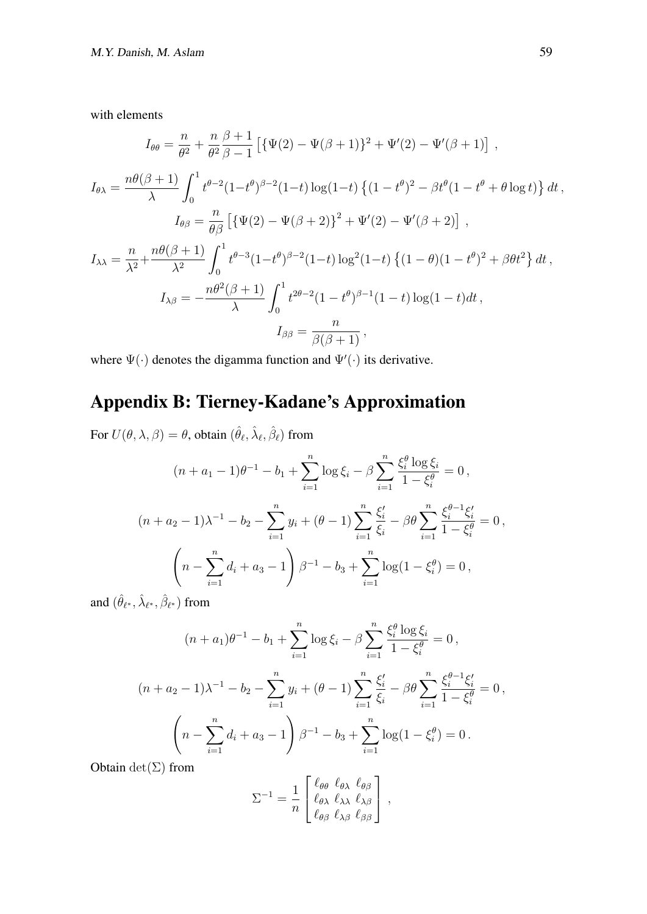with elements

$$I_{\theta\theta} = \frac{n}{\theta^2} + \frac{n}{\theta^2}\frac{\beta+1}{\beta-1}\left[\{\Psi(2) - \Psi(\beta+1)\}^2 + \Psi'(2) - \Psi'(\beta+1)\right] \,,$$

$$I_{\theta\lambda} = \frac{n\theta(\beta+1)}{\lambda}\int_0^1 t^{\theta-2}(1-t^\theta)^{\beta-2}(1-t)\log(1-t)\left\{(1-t^\theta)^2 - \beta t^\theta(1-t^\theta+\theta\log t)\right\}dt \,,$$

$$I_{\theta\beta} = \frac{n}{\theta\beta}\left[\left\{\Psi(2) - \Psi(\beta+2)\right\}^2 + \Psi'(2) - \Psi'(\beta+2)\right] \,,$$

$$I_{\lambda\lambda} = \frac{n}{\lambda^2} + \frac{n\theta(\beta+1)}{\lambda^2}\int_0^1 t^{\theta-3}(1-t^\theta)^{\beta-2}(1-t)\log^2(1-t)\left\{(1-\theta)(1-t^\theta)^2 + \beta\theta t^2\right\}dt \,,$$

$$I_{\lambda\beta} = -\frac{n\theta^2(\beta+1)}{\lambda}\int_0^1 t^{2\theta-2}(1-t^\theta)^{\beta-1}(1-t)\log(1-t)dt \,,$$

$$I_{\beta\beta} = \frac{n}{\beta(\beta+1)} \,,$$

where $\Psi(\cdot)$ denotes the digamma function and $\Psi'(\cdot)$ its derivative.

## Appendix B: Tierney-Kadane's Approximation

For $U(\theta,\lambda,\beta) = \theta$, obtain $(\hat{\theta}_\ell, \hat{\lambda}_\ell, \hat{\beta}_\ell)$ from

$$(n + a_1 - 1)\theta^{-1} - b_1 + \sum_{i=1}^n \log\xi_i - \beta\sum_{i=1}^n \frac{\xi_i^\theta\log\xi_i}{1-\xi_i^\theta} = 0 \,,$$

$$(n + a_2 - 1)\lambda^{-1} - b_2 - \sum_{i=1}^n y_i + (\theta-1)\sum_{i=1}^n \frac{\xi_i'}{\xi_i} - \beta\theta\sum_{i=1}^n \frac{\xi_i^{\theta-1}\xi_i'}{1-\xi_i^\theta} = 0 \,,$$

$$\left(n - \sum_{i=1}^n d_i + a_3 - 1\right)\beta^{-1} - b_3 + \sum_{i=1}^n \log(1-\xi_i^\theta) = 0 \,,$$

and $(\hat{\theta}_{\ell^*}, \hat{\lambda}_{\ell^*}, \hat{\beta}_{\ell^*})$ from

$$(n + a_1)\theta^{-1} - b_1 + \sum_{i=1}^n \log\xi_i - \beta\sum_{i=1}^n \frac{\xi_i^\theta\log\xi_i}{1-\xi_i^\theta} = 0 \,,$$

$$(n + a_2 - 1)\lambda^{-1} - b_2 - \sum_{i=1}^n y_i + (\theta-1)\sum_{i=1}^n \frac{\xi_i'}{\xi_i} - \beta\theta\sum_{i=1}^n \frac{\xi_i^{\theta-1}\xi_i'}{1-\xi_i^\theta} = 0 \,,$$

$$\left(n - \sum_{i=1}^n d_i + a_3 - 1\right)\beta^{-1} - b_3 + \sum_{i=1}^n \log(1-\xi_i^\theta) = 0 \,.$$

Obtain $\det(\Sigma)$ from

$$\Sigma^{-1} = \frac{1}{n}\begin{bmatrix} \ell_{\theta\theta} & \ell_{\theta\lambda} & \ell_{\theta\beta} \\ \ell_{\theta\lambda} & \ell_{\lambda\lambda} & \ell_{\lambda\beta} \\ \ell_{\theta\beta} & \ell_{\lambda\beta} & \ell_{\beta\beta} \end{bmatrix} \,,$$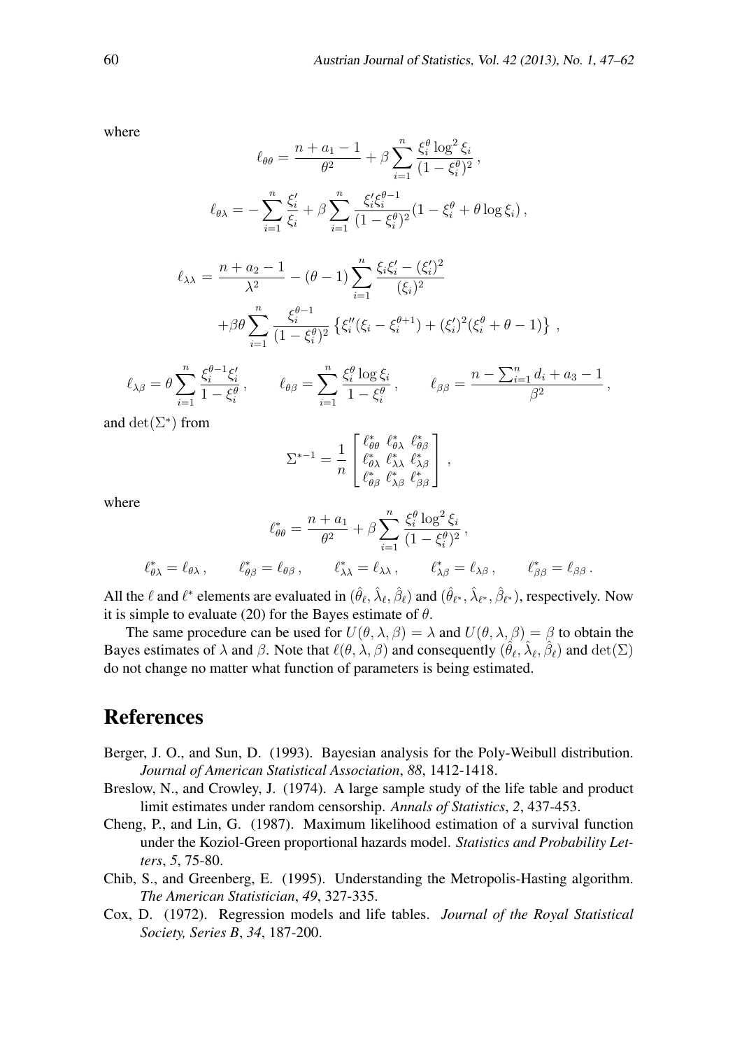where

$$\ell_{\theta\theta} = \frac{n + a_1 - 1}{\theta^2} + \beta \sum_{i=1}^{n} \frac{\xi_i^\theta \log^2 \xi_i}{(1 - \xi_i^\theta)^2} \,,$$

$$\ell_{\theta\lambda} = -\sum_{i=1}^{n} \frac{\xi_i'}{\xi_i} + \beta \sum_{i=1}^{n} \frac{\xi_i' \xi_i^{\theta - 1}}{(1 - \xi_i^\theta)^2} (1 - \xi_i^\theta + \theta \log \xi_i) \,,$$

$$\begin{aligned}
\ell_{\lambda\lambda} = & \frac{n + a_2 - 1}{\lambda^2} - (\theta - 1) \sum_{i=1}^{n} \frac{\xi_i \xi_i' - (\xi_i')^2}{(\xi_i)^2} \\
& + \beta\theta \sum_{i=1}^{n} \frac{\xi_i^{\theta - 1}}{(1 - \xi_i^\theta)^2} \left\{ \xi_i''(\xi_i - \xi_i^{\theta + 1}) + (\xi_i')^2 (\xi_i^\theta + \theta - 1) \right\} \,,
\end{aligned}$$

$$\ell_{\lambda\beta} = \theta \sum_{i=1}^{n} \frac{\xi_i^{\theta-1} \xi_i'}{1 - \xi_i^\theta} \,, \qquad \ell_{\theta\beta} = \sum_{i=1}^{n} \frac{\xi_i^\theta \log \xi_i}{1 - \xi_i^\theta} \,, \qquad \ell_{\beta\beta} = \frac{n - \sum_{i=1}^{n} d_i + a_3 - 1}{\beta^2} \,,$$

and $\det(\Sigma^*)$ from

$$\Sigma^{*-1} = \frac{1}{n} \begin{bmatrix} \ell_{\theta\theta}^* & \ell_{\theta\lambda}^* & \ell_{\theta\beta}^* \\ \ell_{\theta\lambda}^* & \ell_{\lambda\lambda}^* & \ell_{\lambda\beta}^* \\ \ell_{\theta\beta}^* & \ell_{\lambda\beta}^* & \ell_{\beta\beta}^* \end{bmatrix} \,,$$

where

$$\ell_{\theta\theta}^* = \frac{n + a_1}{\theta^2} + \beta \sum_{i=1}^{n} \frac{\xi_i^\theta \log^2 \xi_i}{(1 - \xi_i^\theta)^2} \,,$$

$$\ell_{\theta\lambda}^* = \ell_{\theta\lambda} \,, \qquad \ell_{\theta\beta}^* = \ell_{\theta\beta} \,, \qquad \ell_{\lambda\lambda}^* = \ell_{\lambda\lambda} \,, \qquad \ell_{\lambda\beta}^* = \ell_{\lambda\beta} \,, \qquad \ell_{\beta\beta}^* = \ell_{\beta\beta} \,.$$

All the $\ell$ and $\ell^*$ elements are evaluated in $(\hat{\theta}_\ell, \hat{\lambda}_\ell, \hat{\beta}_\ell)$ and $(\hat{\theta}_{\ell^*}, \hat{\lambda}_{\ell^*}, \hat{\beta}_{\ell^*})$, respectively. Now it is simple to evaluate (20) for the Bayes estimate of $\theta$.

The same procedure can be used for $U(\theta, \lambda, \beta) = \lambda$ and $U(\theta, \lambda, \beta) = \beta$ to obtain the Bayes estimates of $\lambda$ and $\beta$. Note that $\ell(\theta, \lambda, \beta)$ and consequently $(\hat{\theta}_\ell, \hat{\lambda}_\ell, \hat{\beta}_\ell)$ and $\det(\Sigma)$ do not change no matter what function of parameters is being estimated.

# References

Berger, J. O., and Sun, D. (1993). Bayesian analysis for the Poly-Weibull distribution. *Journal of American Statistical Association*, *88*, 1412-1418.

Breslow, N., and Crowley, J. (1974). A large sample study of the life table and product limit estimates under random censorship. *Annals of Statistics*, *2*, 437-453.

Cheng, P., and Lin, G. (1987). Maximum likelihood estimation of a survival function under the Koziol-Green proportional hazards model. *Statistics and Probability Letters*, *5*, 75-80.

Chib, S., and Greenberg, E. (1995). Understanding the Metropolis-Hasting algorithm. *The American Statistician*, *49*, 327-335.

Cox, D. (1972). Regression models and life tables. *Journal of the Royal Statistical Society, Series B*, *34*, 187-200.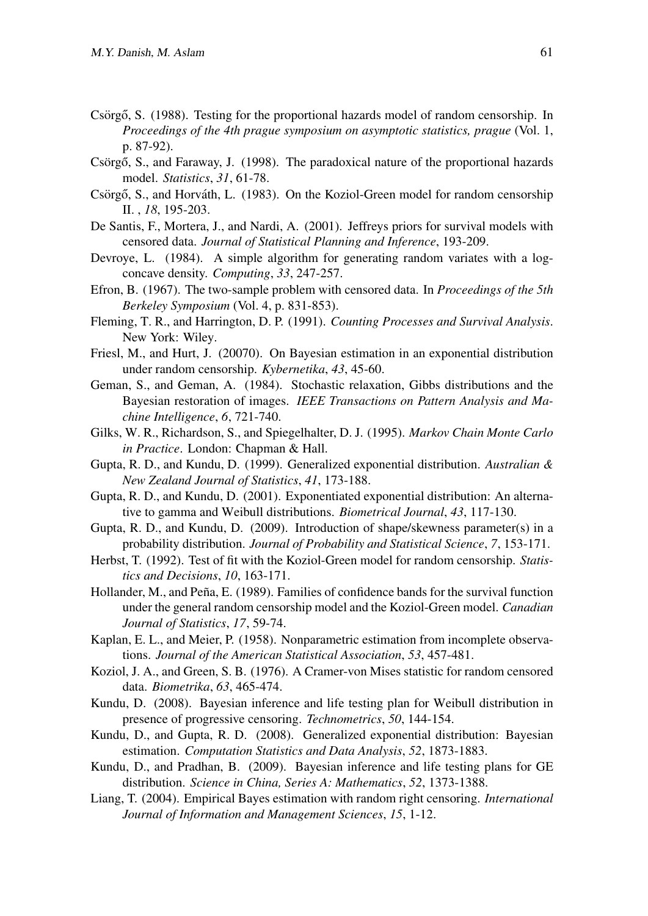Csörgő, S. (1988). Testing for the proportional hazards model of random censorship. In *Proceedings of the 4th prague symposium on asymptotic statistics, prague* (Vol. 1, p. 87-92).

Csörgő, S., and Faraway, J. (1998). The paradoxical nature of the proportional hazards model. *Statistics*, *31*, 61-78.

Csörgő, S., and Horváth, L. (1983). On the Koziol-Green model for random censorship II. , *18*, 195-203.

De Santis, F., Mortera, J., and Nardi, A. (2001). Jeffreys priors for survival models with censored data. *Journal of Statistical Planning and Inference*, 193-209.

Devroye, L. (1984). A simple algorithm for generating random variates with a log-concave density. *Computing*, *33*, 247-257.

Efron, B. (1967). The two-sample problem with censored data. In *Proceedings of the 5th Berkeley Symposium* (Vol. 4, p. 831-853).

Fleming, T. R., and Harrington, D. P. (1991). *Counting Processes and Survival Analysis*. New York: Wiley.

Friesl, M., and Hurt, J. (20070). On Bayesian estimation in an exponential distribution under random censorship. *Kybernetika*, *43*, 45-60.

Geman, S., and Geman, A. (1984). Stochastic relaxation, Gibbs distributions and the Bayesian restoration of images. *IEEE Transactions on Pattern Analysis and Machine Intelligence*, *6*, 721-740.

Gilks, W. R., Richardson, S., and Spiegelhalter, D. J. (1995). *Markov Chain Monte Carlo in Practice*. London: Chapman & Hall.

Gupta, R. D., and Kundu, D. (1999). Generalized exponential distribution. *Australian & New Zealand Journal of Statistics*, *41*, 173-188.

Gupta, R. D., and Kundu, D. (2001). Exponentiated exponential distribution: An alternative to gamma and Weibull distributions. *Biometrical Journal*, *43*, 117-130.

Gupta, R. D., and Kundu, D. (2009). Introduction of shape/skewness parameter(s) in a probability distribution. *Journal of Probability and Statistical Science*, *7*, 153-171.

Herbst, T. (1992). Test of fit with the Koziol-Green model for random censorship. *Statistics and Decisions*, *10*, 163-171.

Hollander, M., and Peña, E. (1989). Families of confidence bands for the survival function under the general random censorship model and the Koziol-Green model. *Canadian Journal of Statistics*, *17*, 59-74.

Kaplan, E. L., and Meier, P. (1958). Nonparametric estimation from incomplete observations. *Journal of the American Statistical Association*, *53*, 457-481.

Koziol, J. A., and Green, S. B. (1976). A Cramer-von Mises statistic for random censored data. *Biometrika*, *63*, 465-474.

Kundu, D. (2008). Bayesian inference and life testing plan for Weibull distribution in presence of progressive censoring. *Technometrics*, *50*, 144-154.

Kundu, D., and Gupta, R. D. (2008). Generalized exponential distribution: Bayesian estimation. *Computation Statistics and Data Analysis*, *52*, 1873-1883.

Kundu, D., and Pradhan, B. (2009). Bayesian inference and life testing plans for GE distribution. *Science in China, Series A: Mathematics*, *52*, 1373-1388.

Liang, T. (2004). Empirical Bayes estimation with random right censoring. *International Journal of Information and Management Sciences*, *15*, 1-12.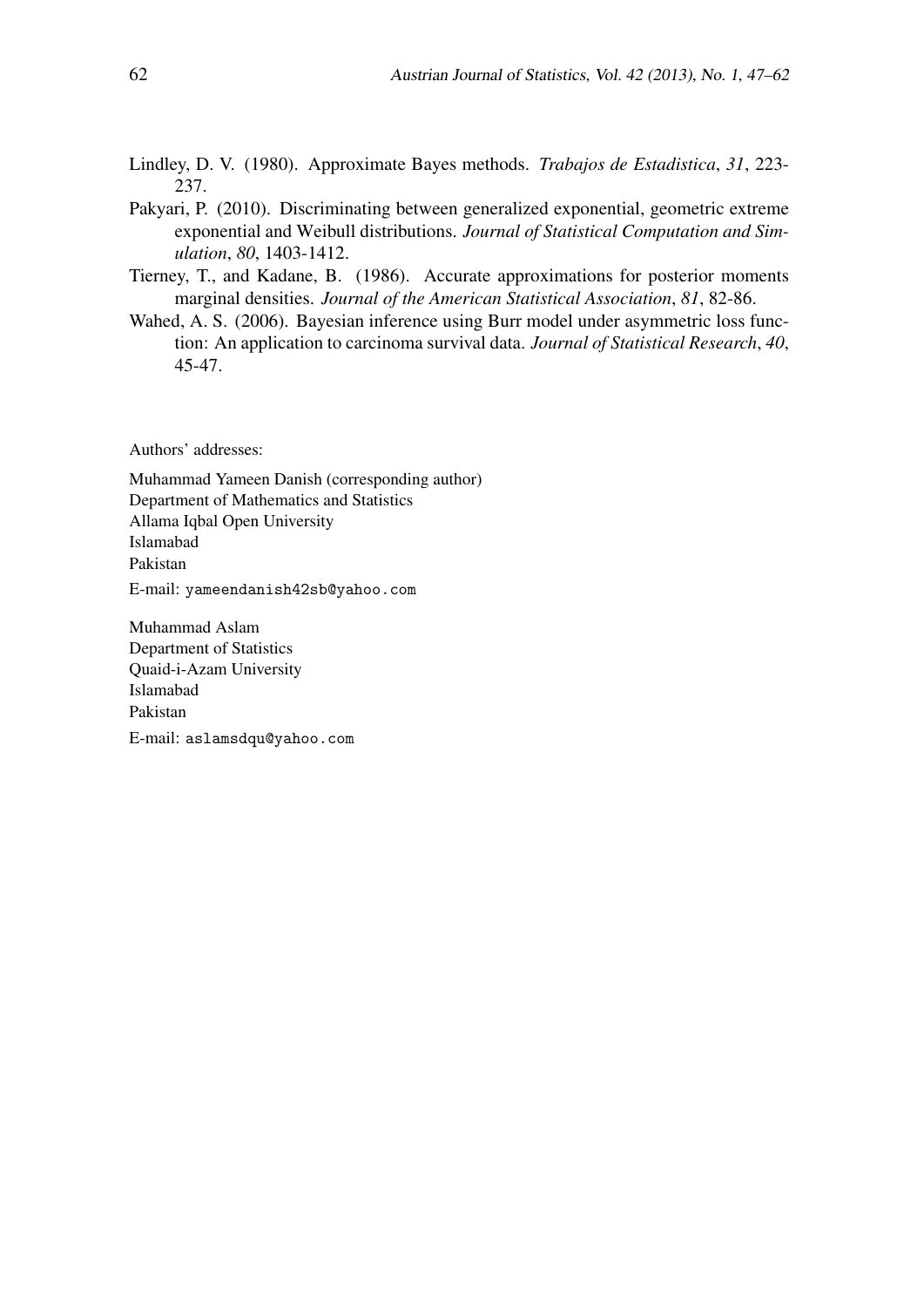Lindley, D. V. (1980). Approximate Bayes methods. *Trabajos de Estadistica*, *31*, 223-237.

Pakyari, P. (2010). Discriminating between generalized exponential, geometric extreme exponential and Weibull distributions. *Journal of Statistical Computation and Simulation*, *80*, 1403-1412.

Tierney, T., and Kadane, B. (1986). Accurate approximations for posterior moments marginal densities. *Journal of the American Statistical Association*, *81*, 82-86.

Wahed, A. S. (2006). Bayesian inference using Burr model under asymmetric loss function: An application to carcinoma survival data. *Journal of Statistical Research*, *40*, 45-47.

Authors' addresses:

Muhammad Yameen Danish (corresponding author)
Department of Mathematics and Statistics
Allama Iqbal Open University
Islamabad
Pakistan

E-mail: yameendanish42sb@yahoo.com

Muhammad Aslam
Department of Statistics
Quaid-i-Azam University
Islamabad
Pakistan

E-mail: aslamsdqu@yahoo.com